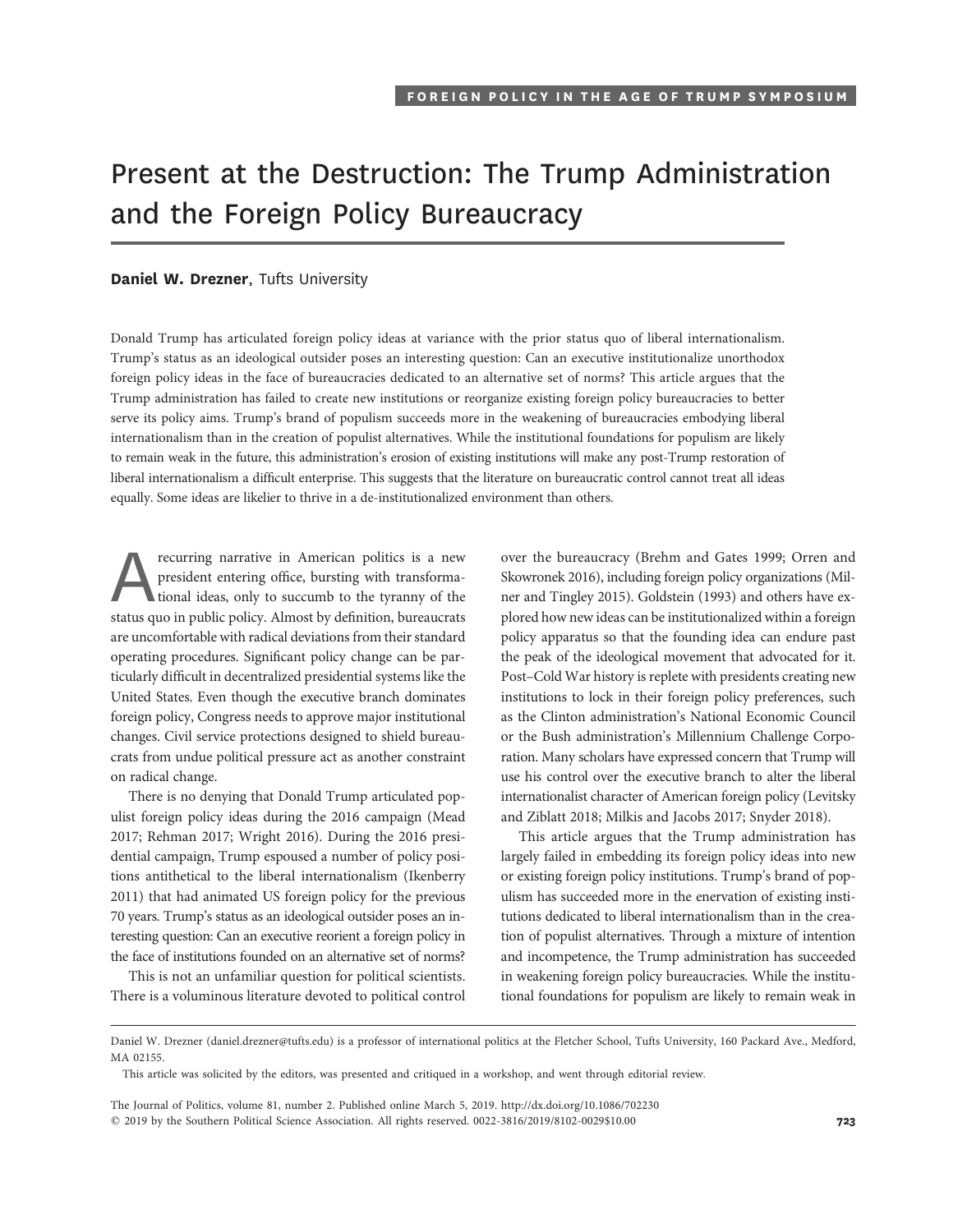FOREIGN POLICY IN THE AGE OF TRUMP SYMPOSIUM

# Present at the Destruction: The Trump Administration and the Foreign Policy Bureaucracy

**Daniel W. Drezner**, Tufts University

Donald Trump has articulated foreign policy ideas at variance with the prior status quo of liberal internationalism. Trump's status as an ideological outsider poses an interesting question: Can an executive institutionalize unorthodox foreign policy ideas in the face of bureaucracies dedicated to an alternative set of norms? This article argues that the Trump administration has failed to create new institutions or reorganize existing foreign policy bureaucracies to better serve its policy aims. Trump's brand of populism succeeds more in the weakening of bureaucracies embodying liberal internationalism than in the creation of populist alternatives. While the institutional foundations for populism are likely to remain weak in the future, this administration's erosion of existing institutions will make any post-Trump restoration of liberal internationalism a difficult enterprise. This suggests that the literature on bureaucratic control cannot treat all ideas equally. Some ideas are likelier to thrive in a de-institutionalized environment than others.

A recurring narrative in American politics is a new president entering office, bursting with transformational ideas, only to succumb to the tyranny of the status quo in public policy. Almost by definition, bureaucrats are uncomfortable with radical deviations from their standard operating procedures. Significant policy change can be particularly difficult in decentralized presidential systems like the United States. Even though the executive branch dominates foreign policy, Congress needs to approve major institutional changes. Civil service protections designed to shield bureaucrats from undue political pressure act as another constraint on radical change.

There is no denying that Donald Trump articulated populist foreign policy ideas during the 2016 campaign (Mead 2017; Rehman 2017; Wright 2016). During the 2016 presidential campaign, Trump espoused a number of policy positions antithetical to the liberal internationalism (Ikenberry 2011) that had animated US foreign policy for the previous 70 years. Trump's status as an ideological outsider poses an interesting question: Can an executive reorient a foreign policy in the face of institutions founded on an alternative set of norms?

This is not an unfamiliar question for political scientists. There is a voluminous literature devoted to political control over the bureaucracy (Brehm and Gates 1999; Orren and Skowronek 2016), including foreign policy organizations (Milner and Tingley 2015). Goldstein (1993) and others have explored how new ideas can be institutionalized within a foreign policy apparatus so that the founding idea can endure past the peak of the ideological movement that advocated for it. Post–Cold War history is replete with presidents creating new institutions to lock in their foreign policy preferences, such as the Clinton administration's National Economic Council or the Bush administration's Millennium Challenge Corporation. Many scholars have expressed concern that Trump will use his control over the executive branch to alter the liberal internationalist character of American foreign policy (Levitsky and Ziblatt 2018; Milkis and Jacobs 2017; Snyder 2018).

This article argues that the Trump administration has largely failed in embedding its foreign policy ideas into new or existing foreign policy institutions. Trump's brand of populism has succeeded more in the enervation of existing institutions dedicated to liberal internationalism than in the creation of populist alternatives. Through a mixture of intention and incompetence, the Trump administration has succeeded in weakening foreign policy bureaucracies. While the institutional foundations for populism are likely to remain weak in

---

Daniel W. Drezner (daniel.drezner@tufts.edu) is a professor of international politics at the Fletcher School, Tufts University, 160 Packard Ave., Medford, MA 02155.

This article was solicited by the editors, was presented and critiqued in a workshop, and went through editorial review.

The Journal of Politics, volume 81, number 2. Published online March 5, 2019. http://dx.doi.org/10.1086/702230
© 2019 by the Southern Political Science Association. All rights reserved. 0022-3816/2019/8102-0029$10.00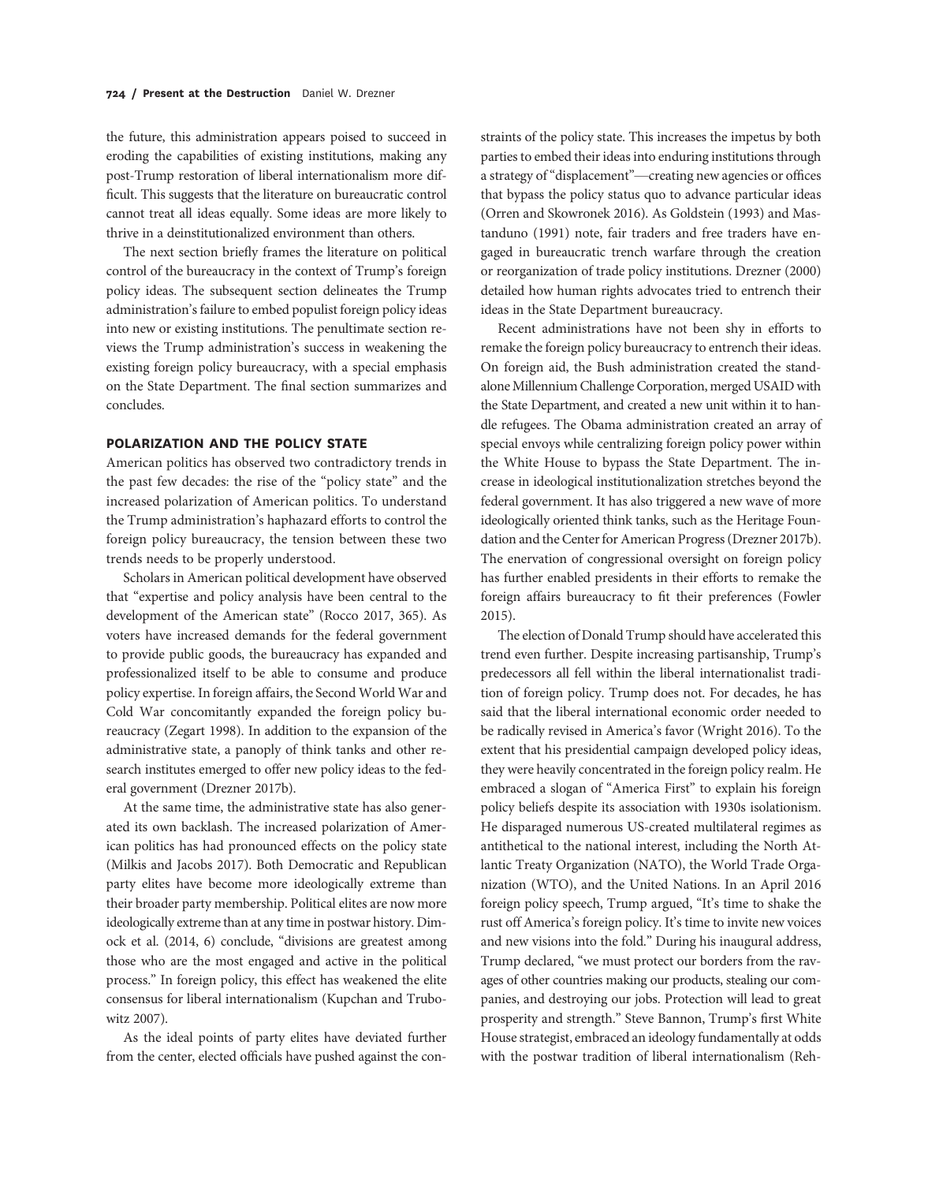the future, this administration appears poised to succeed in eroding the capabilities of existing institutions, making any post-Trump restoration of liberal internationalism more difficult. This suggests that the literature on bureaucratic control cannot treat all ideas equally. Some ideas are more likely to thrive in a deinstitutionalized environment than others.

The next section briefly frames the literature on political control of the bureaucracy in the context of Trump's foreign policy ideas. The subsequent section delineates the Trump administration's failure to embed populist foreign policy ideas into new or existing institutions. The penultimate section reviews the Trump administration's success in weakening the existing foreign policy bureaucracy, with a special emphasis on the State Department. The final section summarizes and concludes.

## POLARIZATION AND THE POLICY STATE

American politics has observed two contradictory trends in the past few decades: the rise of the "policy state" and the increased polarization of American politics. To understand the Trump administration's haphazard efforts to control the foreign policy bureaucracy, the tension between these two trends needs to be properly understood.

Scholars in American political development have observed that "expertise and policy analysis have been central to the development of the American state" (Rocco 2017, 365). As voters have increased demands for the federal government to provide public goods, the bureaucracy has expanded and professionalized itself to be able to consume and produce policy expertise. In foreign affairs, the Second World War and Cold War concomitantly expanded the foreign policy bureaucracy (Zegart 1998). In addition to the expansion of the administrative state, a panoply of think tanks and other research institutes emerged to offer new policy ideas to the federal government (Drezner 2017b).

At the same time, the administrative state has also generated its own backlash. The increased polarization of American politics has had pronounced effects on the policy state (Milkis and Jacobs 2017). Both Democratic and Republican party elites have become more ideologically extreme than their broader party membership. Political elites are now more ideologically extreme than at any time in postwar history. Dimock et al. (2014, 6) conclude, "divisions are greatest among those who are the most engaged and active in the political process." In foreign policy, this effect has weakened the elite consensus for liberal internationalism (Kupchan and Trubowitz 2007).

As the ideal points of party elites have deviated further from the center, elected officials have pushed against the constraints of the policy state. This increases the impetus by both parties to embed their ideas into enduring institutions through a strategy of "displacement"—creating new agencies or offices that bypass the policy status quo to advance particular ideas (Orren and Skowronek 2016). As Goldstein (1993) and Mastanduno (1991) note, fair traders and free traders have engaged in bureaucratic trench warfare through the creation or reorganization of trade policy institutions. Drezner (2000) detailed how human rights advocates tried to entrench their ideas in the State Department bureaucracy.

Recent administrations have not been shy in efforts to remake the foreign policy bureaucracy to entrench their ideas. On foreign aid, the Bush administration created the standalone Millennium Challenge Corporation, merged USAID with the State Department, and created a new unit within it to handle refugees. The Obama administration created an array of special envoys while centralizing foreign policy power within the White House to bypass the State Department. The increase in ideological institutionalization stretches beyond the federal government. It has also triggered a new wave of more ideologically oriented think tanks, such as the Heritage Foundation and the Center for American Progress (Drezner 2017b). The enervation of congressional oversight on foreign policy has further enabled presidents in their efforts to remake the foreign affairs bureaucracy to fit their preferences (Fowler 2015).

The election of Donald Trump should have accelerated this trend even further. Despite increasing partisanship, Trump's predecessors all fell within the liberal internationalist tradition of foreign policy. Trump does not. For decades, he has said that the liberal international economic order needed to be radically revised in America's favor (Wright 2016). To the extent that his presidential campaign developed policy ideas, they were heavily concentrated in the foreign policy realm. He embraced a slogan of "America First" to explain his foreign policy beliefs despite its association with 1930s isolationism. He disparaged numerous US-created multilateral regimes as antithetical to the national interest, including the North Atlantic Treaty Organization (NATO), the World Trade Organization (WTO), and the United Nations. In an April 2016 foreign policy speech, Trump argued, "It's time to shake the rust off America's foreign policy. It's time to invite new voices and new visions into the fold." During his inaugural address, Trump declared, "we must protect our borders from the ravages of other countries making our products, stealing our companies, and destroying our jobs. Protection will lead to great prosperity and strength." Steve Bannon, Trump's first White House strategist, embraced an ideology fundamentally at odds with the postwar tradition of liberal internationalism (Reh-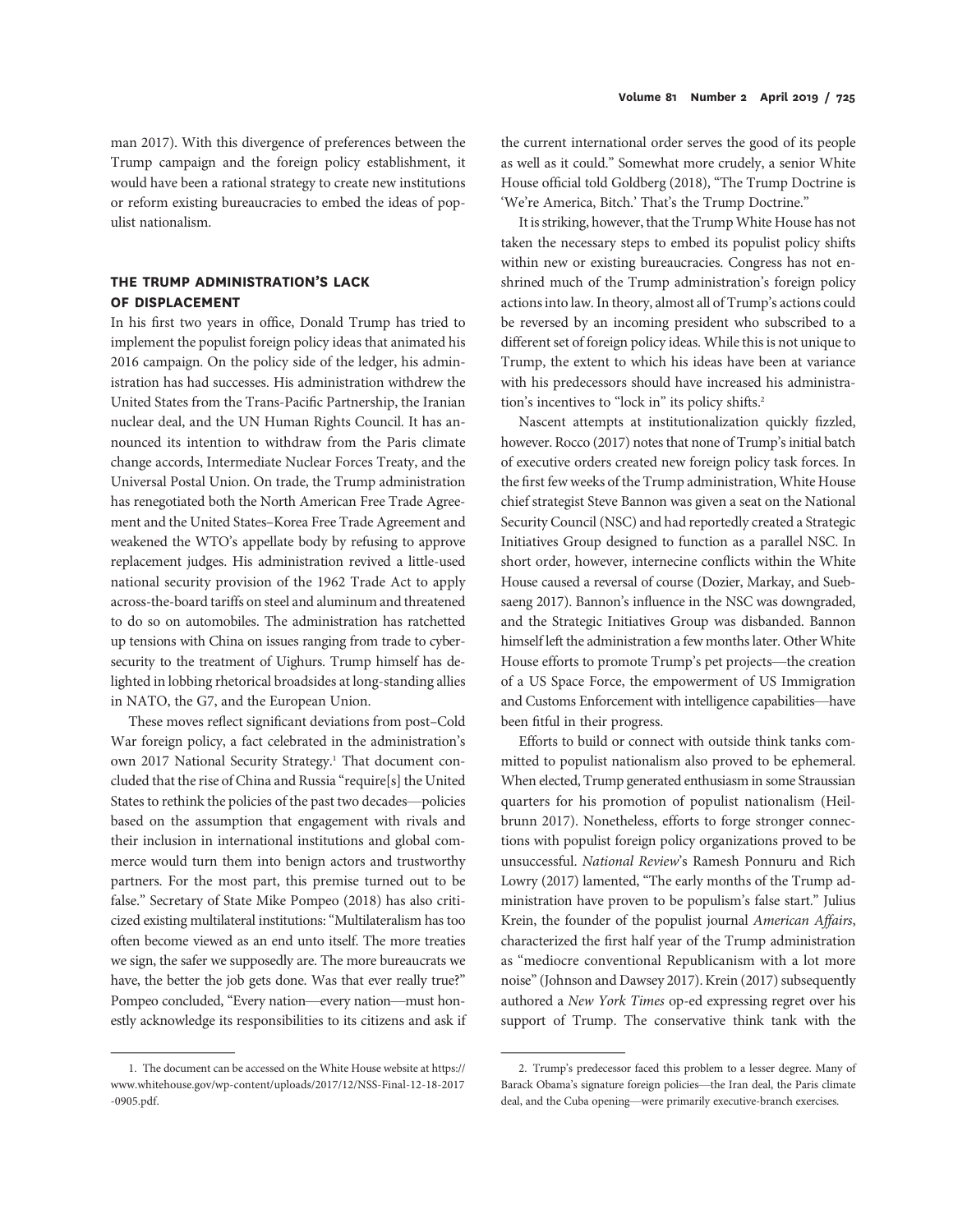man 2017). With this divergence of preferences between the Trump campaign and the foreign policy establishment, it would have been a rational strategy to create new institutions or reform existing bureaucracies to embed the ideas of populist nationalism.

## THE TRUMP ADMINISTRATION'S LACK OF DISPLACEMENT

In his first two years in office, Donald Trump has tried to implement the populist foreign policy ideas that animated his 2016 campaign. On the policy side of the ledger, his administration has had successes. His administration withdrew the United States from the Trans-Pacific Partnership, the Iranian nuclear deal, and the UN Human Rights Council. It has announced its intention to withdraw from the Paris climate change accords, Intermediate Nuclear Forces Treaty, and the Universal Postal Union. On trade, the Trump administration has renegotiated both the North American Free Trade Agreement and the United States–Korea Free Trade Agreement and weakened the WTO's appellate body by refusing to approve replacement judges. His administration revived a little-used national security provision of the 1962 Trade Act to apply across-the-board tariffs on steel and aluminum and threatened to do so on automobiles. The administration has ratchetted up tensions with China on issues ranging from trade to cybersecurity to the treatment of Uighurs. Trump himself has delighted in lobbing rhetorical broadsides at long-standing allies in NATO, the G7, and the European Union.

These moves reflect significant deviations from post–Cold War foreign policy, a fact celebrated in the administration's own 2017 National Security Strategy.[1] That document concluded that the rise of China and Russia "require[s] the United States to rethink the policies of the past two decades—policies based on the assumption that engagement with rivals and their inclusion in international institutions and global commerce would turn them into benign actors and trustworthy partners. For the most part, this premise turned out to be false." Secretary of State Mike Pompeo (2018) has also criticized existing multilateral institutions: "Multilateralism has too often become viewed as an end unto itself. The more treaties we sign, the safer we supposedly are. The more bureaucrats we have, the better the job gets done. Was that ever really true?" Pompeo concluded, "Every nation—every nation—must honestly acknowledge its responsibilities to its citizens and ask if the current international order serves the good of its people as well as it could." Somewhat more crudely, a senior White House official told Goldberg (2018), "The Trump Doctrine is 'We're America, Bitch.' That's the Trump Doctrine."

It is striking, however, that the Trump White House has not taken the necessary steps to embed its populist policy shifts within new or existing bureaucracies. Congress has not enshrined much of the Trump administration's foreign policy actions into law. In theory, almost all of Trump's actions could be reversed by an incoming president who subscribed to a different set of foreign policy ideas. While this is not unique to Trump, the extent to which his ideas have been at variance with his predecessors should have increased his administration's incentives to "lock in" its policy shifts.[2]

Nascent attempts at institutionalization quickly fizzled, however. Rocco (2017) notes that none of Trump's initial batch of executive orders created new foreign policy task forces. In the first few weeks of the Trump administration, White House chief strategist Steve Bannon was given a seat on the National Security Council (NSC) and had reportedly created a Strategic Initiatives Group designed to function as a parallel NSC. In short order, however, internecine conflicts within the White House caused a reversal of course (Dozier, Markay, and Suebsaeng 2017). Bannon's influence in the NSC was downgraded, and the Strategic Initiatives Group was disbanded. Bannon himself left the administration a few months later. Other White House efforts to promote Trump's pet projects—the creation of a US Space Force, the empowerment of US Immigration and Customs Enforcement with intelligence capabilities—have been fitful in their progress.

Efforts to build or connect with outside think tanks committed to populist nationalism also proved to be ephemeral. When elected, Trump generated enthusiasm in some Straussian quarters for his promotion of populist nationalism (Heilbrunn 2017). Nonetheless, efforts to forge stronger connections with populist foreign policy organizations proved to be unsuccessful. *National Review*'s Ramesh Ponnuru and Rich Lowry (2017) lamented, "The early months of the Trump administration have proven to be populism's false start." Julius Krein, the founder of the populist journal *American Affairs*, characterized the first half year of the Trump administration as "mediocre conventional Republicanism with a lot more noise" (Johnson and Dawsey 2017). Krein (2017) subsequently authored a *New York Times* op-ed expressing regret over his support of Trump. The conservative think tank with the

1. The document can be accessed on the White House website at https://www.whitehouse.gov/wp-content/uploads/2017/12/NSS-Final-12-18-2017-0905.pdf.

2. Trump's predecessor faced this problem to a lesser degree. Many of Barack Obama's signature foreign policies—the Iran deal, the Paris climate deal, and the Cuba opening—were primarily executive-branch exercises.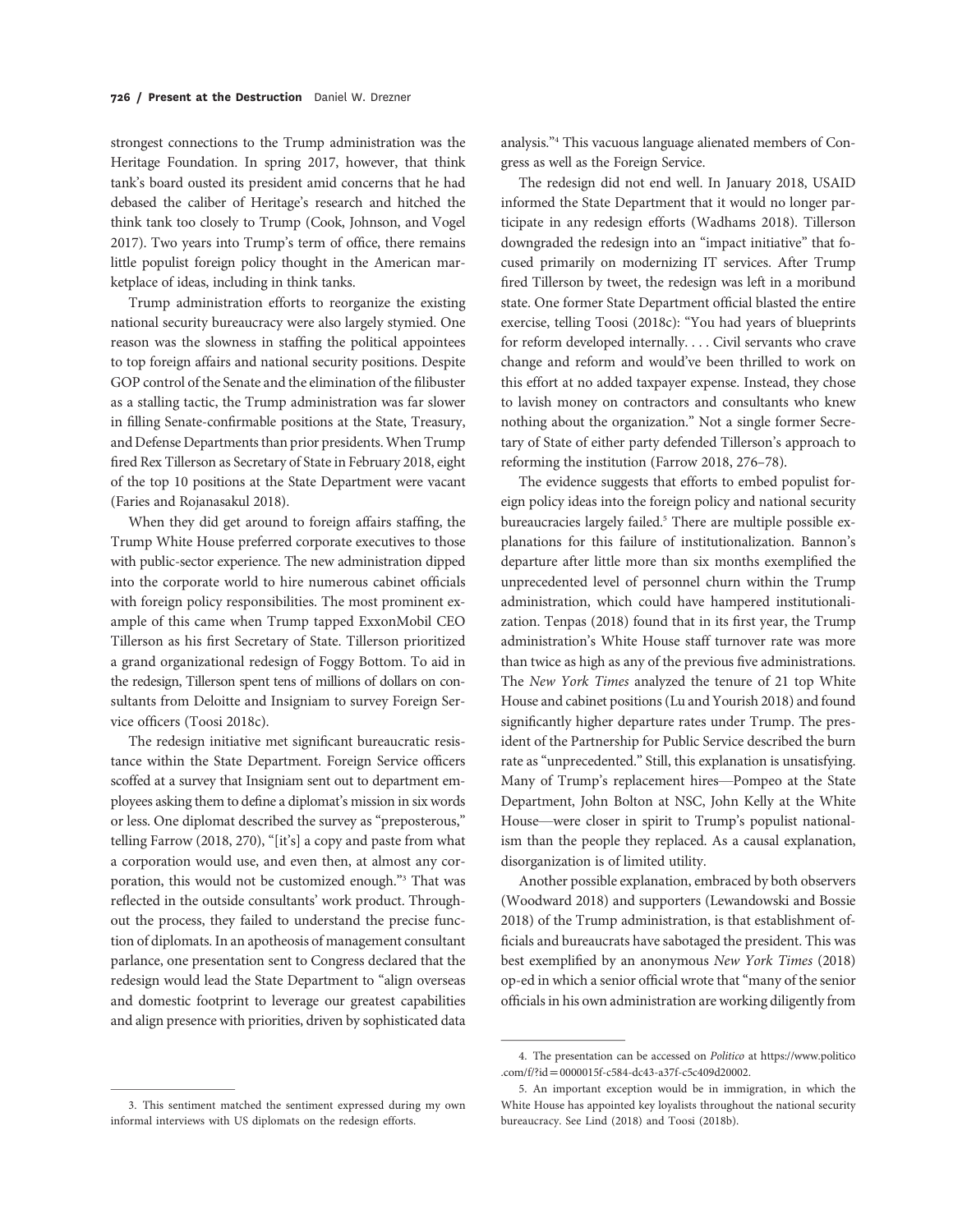strongest connections to the Trump administration was the Heritage Foundation. In spring 2017, however, that think tank's board ousted its president amid concerns that he had debased the caliber of Heritage's research and hitched the think tank too closely to Trump (Cook, Johnson, and Vogel 2017). Two years into Trump's term of office, there remains little populist foreign policy thought in the American marketplace of ideas, including in think tanks.

Trump administration efforts to reorganize the existing national security bureaucracy were also largely stymied. One reason was the slowness in staffing the political appointees to top foreign affairs and national security positions. Despite GOP control of the Senate and the elimination of the filibuster as a stalling tactic, the Trump administration was far slower in filling Senate-confirmable positions at the State, Treasury, and Defense Departments than prior presidents. When Trump fired Rex Tillerson as Secretary of State in February 2018, eight of the top 10 positions at the State Department were vacant (Faries and Rojanasakul 2018).

When they did get around to foreign affairs staffing, the Trump White House preferred corporate executives to those with public-sector experience. The new administration dipped into the corporate world to hire numerous cabinet officials with foreign policy responsibilities. The most prominent example of this came when Trump tapped ExxonMobil CEO Tillerson as his first Secretary of State. Tillerson prioritized a grand organizational redesign of Foggy Bottom. To aid in the redesign, Tillerson spent tens of millions of dollars on consultants from Deloitte and Insigniam to survey Foreign Service officers (Toosi 2018c).

The redesign initiative met significant bureaucratic resistance within the State Department. Foreign Service officers scoffed at a survey that Insigniam sent out to department employees asking them to define a diplomat's mission in six words or less. One diplomat described the survey as "preposterous," telling Farrow (2018, 270), "[it's] a copy and paste from what a corporation would use, and even then, at almost any corporation, this would not be customized enough."[3] That was reflected in the outside consultants' work product. Throughout the process, they failed to understand the precise function of diplomats. In an apotheosis of management consultant parlance, one presentation sent to Congress declared that the redesign would lead the State Department to "align overseas and domestic footprint to leverage our greatest capabilities and align presence with priorities, driven by sophisticated data analysis."[4] This vacuous language alienated members of Congress as well as the Foreign Service.

The redesign did not end well. In January 2018, USAID informed the State Department that it would no longer participate in any redesign efforts (Wadhams 2018). Tillerson downgraded the redesign into an "impact initiative" that focused primarily on modernizing IT services. After Trump fired Tillerson by tweet, the redesign was left in a moribund state. One former State Department official blasted the entire exercise, telling Toosi (2018c): "You had years of blueprints for reform developed internally. . . . Civil servants who crave change and reform and would've been thrilled to work on this effort at no added taxpayer expense. Instead, they chose to lavish money on contractors and consultants who knew nothing about the organization." Not a single former Secretary of State of either party defended Tillerson's approach to reforming the institution (Farrow 2018, 276–78).

The evidence suggests that efforts to embed populist foreign policy ideas into the foreign policy and national security bureaucracies largely failed.[5] There are multiple possible explanations for this failure of institutionalization. Bannon's departure after little more than six months exemplified the unprecedented level of personnel churn within the Trump administration, which could have hampered institutionalization. Tenpas (2018) found that in its first year, the Trump administration's White House staff turnover rate was more than twice as high as any of the previous five administrations. The *New York Times* analyzed the tenure of 21 top White House and cabinet positions (Lu and Yourish 2018) and found significantly higher departure rates under Trump. The president of the Partnership for Public Service described the burn rate as "unprecedented." Still, this explanation is unsatisfying. Many of Trump's replacement hires—Pompeo at the State Department, John Bolton at NSC, John Kelly at the White House—were closer in spirit to Trump's populist nationalism than the people they replaced. As a causal explanation, disorganization is of limited utility.

Another possible explanation, embraced by both observers (Woodward 2018) and supporters (Lewandowski and Bossie 2018) of the Trump administration, is that establishment officials and bureaucrats have sabotaged the president. This was best exemplified by an anonymous *New York Times* (2018) op-ed in which a senior official wrote that "many of the senior officials in his own administration are working diligently from

3. This sentiment matched the sentiment expressed during my own informal interviews with US diplomats on the redesign efforts.

4. The presentation can be accessed on *Politico* at https://www.politico.com/f/?id=0000015f-c584-dc43-a37f-c5c409d20002.

5. An important exception would be in immigration, in which the White House has appointed key loyalists throughout the national security bureaucracy. See Lind (2018) and Toosi (2018b).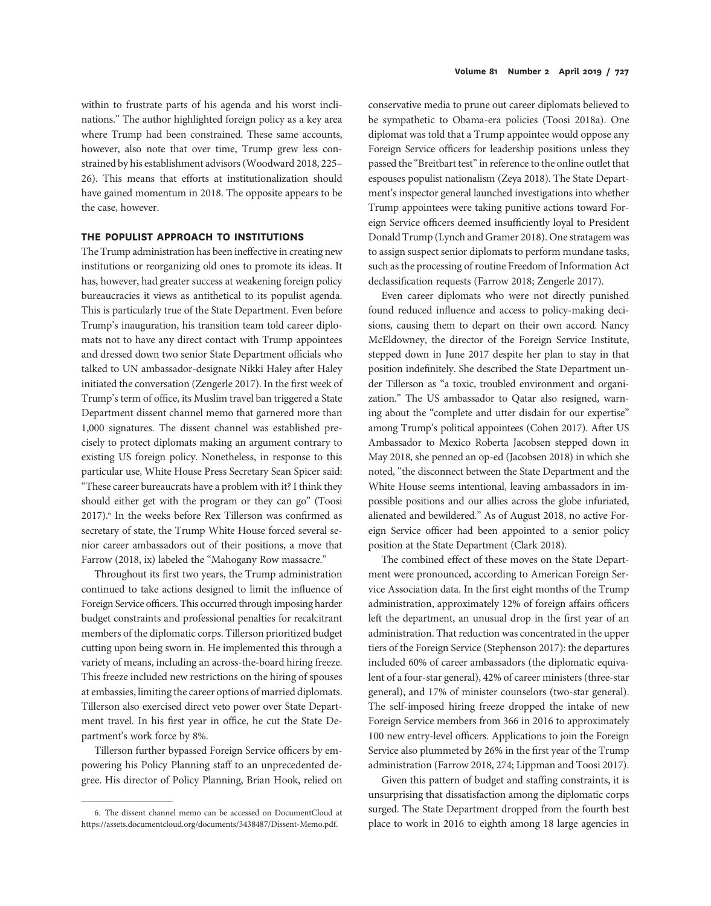within to frustrate parts of his agenda and his worst inclinations." The author highlighted foreign policy as a key area where Trump had been constrained. These same accounts, however, also note that over time, Trump grew less constrained by his establishment advisors (Woodward 2018, 225–26). This means that efforts at institutionalization should have gained momentum in 2018. The opposite appears to be the case, however.

## THE POPULIST APPROACH TO INSTITUTIONS

The Trump administration has been ineffective in creating new institutions or reorganizing old ones to promote its ideas. It has, however, had greater success at weakening foreign policy bureaucracies it views as antithetical to its populist agenda. This is particularly true of the State Department. Even before Trump's inauguration, his transition team told career diplomats not to have any direct contact with Trump appointees and dressed down two senior State Department officials who talked to UN ambassador-designate Nikki Haley after Haley initiated the conversation (Zengerle 2017). In the first week of Trump's term of office, its Muslim travel ban triggered a State Department dissent channel memo that garnered more than 1,000 signatures. The dissent channel was established precisely to protect diplomats making an argument contrary to existing US foreign policy. Nonetheless, in response to this particular use, White House Press Secretary Sean Spicer said: "These career bureaucrats have a problem with it? I think they should either get with the program or they can go" (Toosi 2017).[6] In the weeks before Rex Tillerson was confirmed as secretary of state, the Trump White House forced several senior career ambassadors out of their positions, a move that Farrow (2018, ix) labeled the "Mahogany Row massacre."

Throughout its first two years, the Trump administration continued to take actions designed to limit the influence of Foreign Service officers. This occurred through imposing harder budget constraints and professional penalties for recalcitrant members of the diplomatic corps. Tillerson prioritized budget cutting upon being sworn in. He implemented this through a variety of means, including an across-the-board hiring freeze. This freeze included new restrictions on the hiring of spouses at embassies, limiting the career options of married diplomats. Tillerson also exercised direct veto power over State Department travel. In his first year in office, he cut the State Department's work force by 8%.

Tillerson further bypassed Foreign Service officers by empowering his Policy Planning staff to an unprecedented degree. His director of Policy Planning, Brian Hook, relied on conservative media to prune out career diplomats believed to be sympathetic to Obama-era policies (Toosi 2018a). One diplomat was told that a Trump appointee would oppose any Foreign Service officers for leadership positions unless they passed the "Breitbart test" in reference to the online outlet that espouses populist nationalism (Zeya 2018). The State Department's inspector general launched investigations into whether Trump appointees were taking punitive actions toward Foreign Service officers deemed insufficiently loyal to President Donald Trump (Lynch and Gramer 2018). One stratagem was to assign suspect senior diplomats to perform mundane tasks, such as the processing of routine Freedom of Information Act declassification requests (Farrow 2018; Zengerle 2017).

Even career diplomats who were not directly punished found reduced influence and access to policy-making decisions, causing them to depart on their own accord. Nancy McEldowney, the director of the Foreign Service Institute, stepped down in June 2017 despite her plan to stay in that position indefinitely. She described the State Department under Tillerson as "a toxic, troubled environment and organization." The US ambassador to Qatar also resigned, warning about the "complete and utter disdain for our expertise" among Trump's political appointees (Cohen 2017). After US Ambassador to Mexico Roberta Jacobsen stepped down in May 2018, she penned an op-ed (Jacobsen 2018) in which she noted, "the disconnect between the State Department and the White House seems intentional, leaving ambassadors in impossible positions and our allies across the globe infuriated, alienated and bewildered." As of August 2018, no active Foreign Service officer had been appointed to a senior policy position at the State Department (Clark 2018).

The combined effect of these moves on the State Department were pronounced, according to American Foreign Service Association data. In the first eight months of the Trump administration, approximately 12% of foreign affairs officers left the department, an unusual drop in the first year of an administration. That reduction was concentrated in the upper tiers of the Foreign Service (Stephenson 2017): the departures included 60% of career ambassadors (the diplomatic equivalent of a four-star general), 42% of career ministers (three-star general), and 17% of minister counselors (two-star general). The self-imposed hiring freeze dropped the intake of new Foreign Service members from 366 in 2016 to approximately 100 new entry-level officers. Applications to join the Foreign Service also plummeted by 26% in the first year of the Trump administration (Farrow 2018, 274; Lippman and Toosi 2017).

Given this pattern of budget and staffing constraints, it is unsurprising that dissatisfaction among the diplomatic corps surged. The State Department dropped from the fourth best place to work in 2016 to eighth among 18 large agencies in

6. The dissent channel memo can be accessed on DocumentCloud at https://assets.documentcloud.org/documents/3438487/Dissent-Memo.pdf.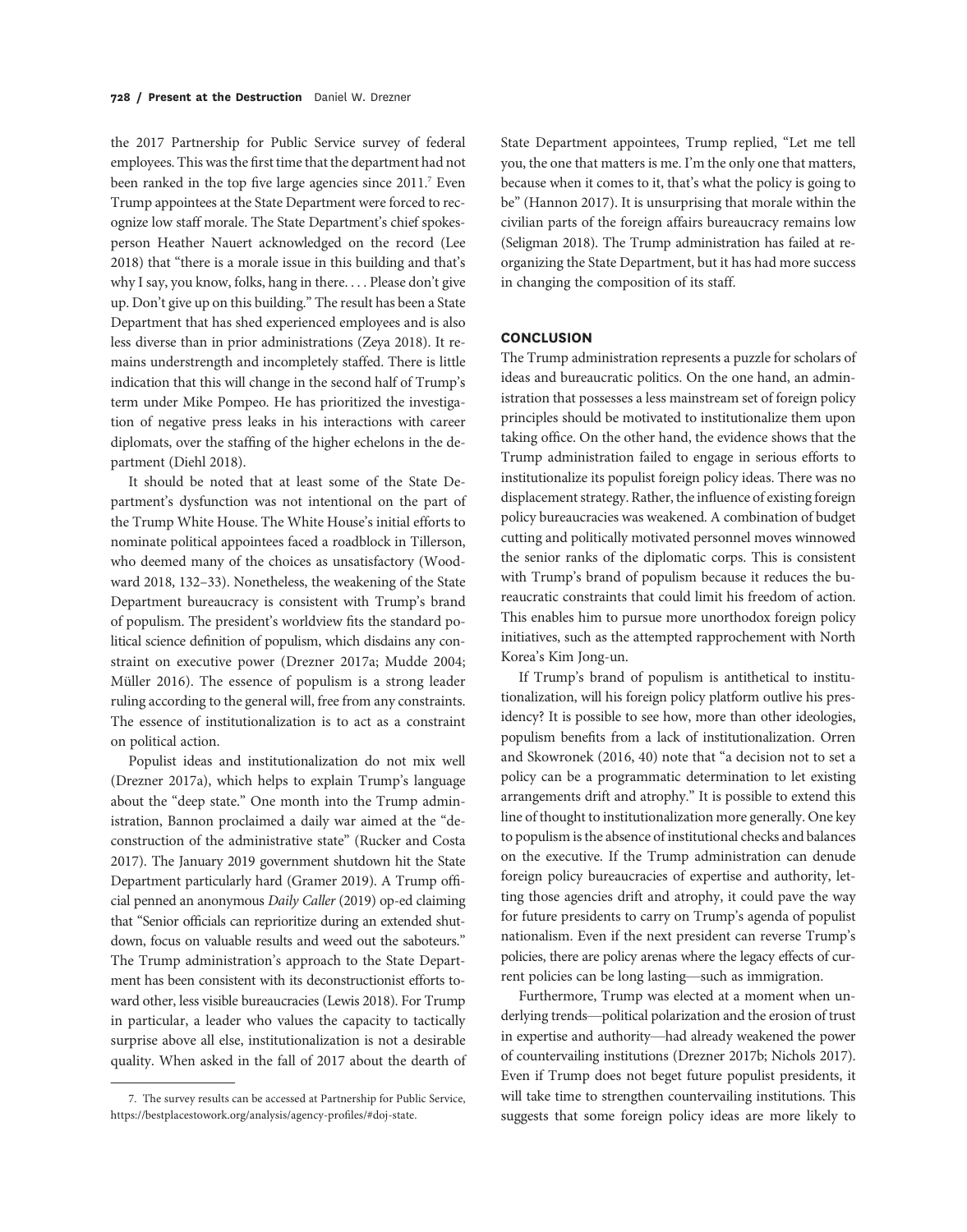the 2017 Partnership for Public Service survey of federal employees. This was the first time that the department had not been ranked in the top five large agencies since 2011.[7] Even Trump appointees at the State Department were forced to recognize low staff morale. The State Department's chief spokesperson Heather Nauert acknowledged on the record (Lee 2018) that "there is a morale issue in this building and that's why I say, you know, folks, hang in there. . . . Please don't give up. Don't give up on this building." The result has been a State Department that has shed experienced employees and is also less diverse than in prior administrations (Zeya 2018). It remains understrength and incompletely staffed. There is little indication that this will change in the second half of Trump's term under Mike Pompeo. He has prioritized the investigation of negative press leaks in his interactions with career diplomats, over the staffing of the higher echelons in the department (Diehl 2018).

It should be noted that at least some of the State Department's dysfunction was not intentional on the part of the Trump White House. The White House's initial efforts to nominate political appointees faced a roadblock in Tillerson, who deemed many of the choices as unsatisfactory (Woodward 2018, 132–33). Nonetheless, the weakening of the State Department bureaucracy is consistent with Trump's brand of populism. The president's worldview fits the standard political science definition of populism, which disdains any constraint on executive power (Drezner 2017a; Mudde 2004; Müller 2016). The essence of populism is a strong leader ruling according to the general will, free from any constraints. The essence of institutionalization is to act as a constraint on political action.

Populist ideas and institutionalization do not mix well (Drezner 2017a), which helps to explain Trump's language about the "deep state." One month into the Trump administration, Bannon proclaimed a daily war aimed at the "deconstruction of the administrative state" (Rucker and Costa 2017). The January 2019 government shutdown hit the State Department particularly hard (Gramer 2019). A Trump official penned an anonymous *Daily Caller* (2019) op-ed claiming that "Senior officials can reprioritize during an extended shutdown, focus on valuable results and weed out the saboteurs." The Trump administration's approach to the State Department has been consistent with its deconstructionist efforts toward other, less visible bureaucracies (Lewis 2018). For Trump in particular, a leader who values the capacity to tactically surprise above all else, institutionalization is not a desirable quality. When asked in the fall of 2017 about the dearth of State Department appointees, Trump replied, "Let me tell you, the one that matters is me. I'm the only one that matters, because when it comes to it, that's what the policy is going to be" (Hannon 2017). It is unsurprising that morale within the civilian parts of the foreign affairs bureaucracy remains low (Seligman 2018). The Trump administration has failed at reorganizing the State Department, but it has had more success in changing the composition of its staff.

## CONCLUSION

The Trump administration represents a puzzle for scholars of ideas and bureaucratic politics. On the one hand, an administration that possesses a less mainstream set of foreign policy principles should be motivated to institutionalize them upon taking office. On the other hand, the evidence shows that the Trump administration failed to engage in serious efforts to institutionalize its populist foreign policy ideas. There was no displacement strategy. Rather, the influence of existing foreign policy bureaucracies was weakened. A combination of budget cutting and politically motivated personnel moves winnowed the senior ranks of the diplomatic corps. This is consistent with Trump's brand of populism because it reduces the bureaucratic constraints that could limit his freedom of action. This enables him to pursue more unorthodox foreign policy initiatives, such as the attempted rapprochement with North Korea's Kim Jong-un.

If Trump's brand of populism is antithetical to institutionalization, will his foreign policy platform outlive his presidency? It is possible to see how, more than other ideologies, populism benefits from a lack of institutionalization. Orren and Skowronek (2016, 40) note that "a decision not to set a policy can be a programmatic determination to let existing arrangements drift and atrophy." It is possible to extend this line of thought to institutionalization more generally. One key to populism is the absence of institutional checks and balances on the executive. If the Trump administration can denude foreign policy bureaucracies of expertise and authority, letting those agencies drift and atrophy, it could pave the way for future presidents to carry on Trump's agenda of populist nationalism. Even if the next president can reverse Trump's policies, there are policy arenas where the legacy effects of current policies can be long lasting—such as immigration.

Furthermore, Trump was elected at a moment when underlying trends—political polarization and the erosion of trust in expertise and authority—had already weakened the power of countervailing institutions (Drezner 2017b; Nichols 2017). Even if Trump does not beget future populist presidents, it will take time to strengthen countervailing institutions. This suggests that some foreign policy ideas are more likely to

7. The survey results can be accessed at Partnership for Public Service, https://bestplacestowork.org/analysis/agency-profiles/#doj-state.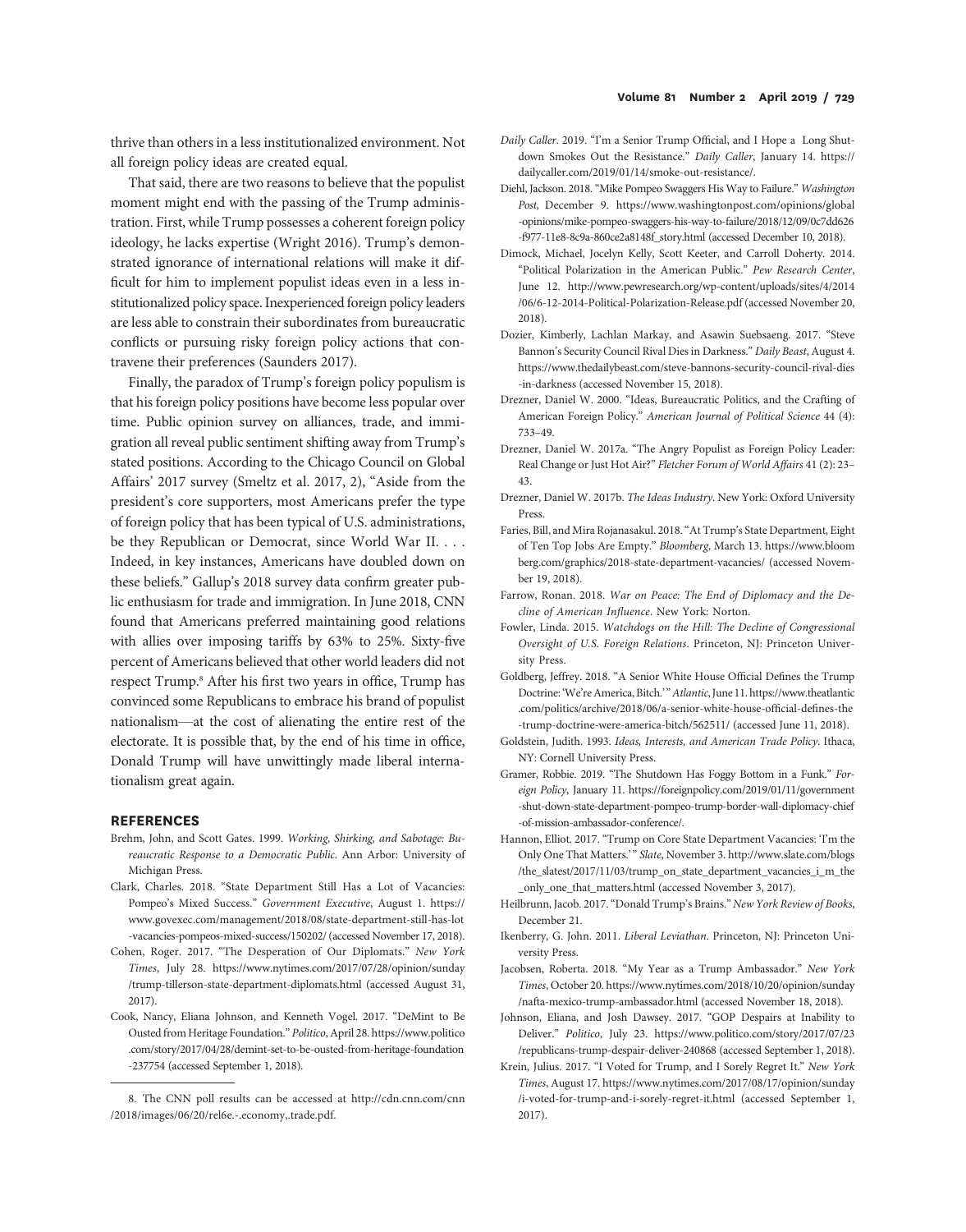thrive than others in a less institutionalized environment. Not all foreign policy ideas are created equal.

That said, there are two reasons to believe that the populist moment might end with the passing of the Trump administration. First, while Trump possesses a coherent foreign policy ideology, he lacks expertise (Wright 2016). Trump's demonstrated ignorance of international relations will make it difficult for him to implement populist ideas even in a less institutionalized policy space. Inexperienced foreign policy leaders are less able to constrain their subordinates from bureaucratic conflicts or pursuing risky foreign policy actions that contravene their preferences (Saunders 2017).

Finally, the paradox of Trump's foreign policy populism is that his foreign policy positions have become less popular over time. Public opinion survey on alliances, trade, and immigration all reveal public sentiment shifting away from Trump's stated positions. According to the Chicago Council on Global Affairs' 2017 survey (Smeltz et al. 2017, 2), "Aside from the president's core supporters, most Americans prefer the type of foreign policy that has been typical of U.S. administrations, be they Republican or Democrat, since World War II. . . . Indeed, in key instances, Americans have doubled down on these beliefs." Gallup's 2018 survey data confirm greater public enthusiasm for trade and immigration. In June 2018, CNN found that Americans preferred maintaining good relations with allies over imposing tariffs by 63% to 25%. Sixty-five percent of Americans believed that other world leaders did not respect Trump.[8] After his first two years in office, Trump has convinced some Republicans to embrace his brand of populist nationalism—at the cost of alienating the entire rest of the electorate. It is possible that, by the end of his time in office, Donald Trump will have unwittingly made liberal internationalism great again.

## REFERENCES

Brehm, John, and Scott Gates. 1999. *Working, Shirking, and Sabotage: Bureaucratic Response to a Democratic Public*. Ann Arbor: University of Michigan Press.

Clark, Charles. 2018. "State Department Still Has a Lot of Vacancies: Pompeo's Mixed Success." *Government Executive*, August 1. https://www.govexec.com/management/2018/08/state-department-still-has-lot-vacancies-pompeos-mixed-success/150202/ (accessed November 17, 2018).

Cohen, Roger. 2017. "The Desperation of Our Diplomats." *New York Times*, July 28. https://www.nytimes.com/2017/07/28/opinion/sunday/trump-tillerson-state-department-diplomats.html (accessed August 31, 2017).

Cook, Nancy, Eliana Johnson, and Kenneth Vogel. 2017. "DeMint to Be Ousted from Heritage Foundation." *Politico*, April 28. https://www.politico.com/story/2017/04/28/demint-set-to-be-ousted-from-heritage-foundation-237754 (accessed September 1, 2018).

*Daily Caller*. 2019. "I'm a Senior Trump Official, and I Hope a Long Shutdown Smokes Out the Resistance." *Daily Caller*, January 14. https://dailycaller.com/2019/01/14/smoke-out-resistance/.

Diehl, Jackson. 2018. "Mike Pompeo Swaggers His Way to Failure." *Washington Post*, December 9. https://www.washingtonpost.com/opinions/global-opinions/mike-pompeo-swaggers-his-way-to-failure/2018/12/09/0c7dd626-f977-11e8-8c9a-860ce2a8148f_story.html (accessed December 10, 2018).

Dimock, Michael, Jocelyn Kelly, Scott Keeter, and Carroll Doherty. 2014. "Political Polarization in the American Public." *Pew Research Center*, June 12. http://www.pewresearch.org/wp-content/uploads/sites/4/2014/06/6-12-2014-Political-Polarization-Release.pdf (accessed November 20, 2018).

Dozier, Kimberly, Lachlan Markay, and Asawin Suebsaeng. 2017. "Steve Bannon's Security Council Rival Dies in Darkness." *Daily Beast*, August 4. https://www.thedailybeast.com/steve-bannons-security-council-rival-dies-in-darkness (accessed November 15, 2018).

Drezner, Daniel W. 2000. "Ideas, Bureaucratic Politics, and the Crafting of American Foreign Policy." *American Journal of Political Science* 44 (4): 733–49.

Drezner, Daniel W. 2017a. "The Angry Populist as Foreign Policy Leader: Real Change or Just Hot Air?" *Fletcher Forum of World Affairs* 41 (2): 23–43.

Drezner, Daniel W. 2017b. *The Ideas Industry*. New York: Oxford University Press.

Faries, Bill, and Mira Rojanasakul. 2018. "At Trump's State Department, Eight of Ten Top Jobs Are Empty." *Bloomberg*, March 13. https://www.bloomberg.com/graphics/2018-state-department-vacancies/ (accessed November 19, 2018).

Farrow, Ronan. 2018. *War on Peace: The End of Diplomacy and the Decline of American Influence*. New York: Norton.

Fowler, Linda. 2015. *Watchdogs on the Hill: The Decline of Congressional Oversight of U.S. Foreign Relations*. Princeton, NJ: Princeton University Press.

Goldberg, Jeffrey. 2018. "A Senior White House Official Defines the Trump Doctrine: 'We're America, Bitch.'" *Atlantic*, June 11. https://www.theatlantic.com/politics/archive/2018/06/a-senior-white-house-official-defines-the-trump-doctrine-were-america-bitch/562511/ (accessed June 11, 2018).

Goldstein, Judith. 1993. *Ideas, Interests, and American Trade Policy*. Ithaca, NY: Cornell University Press.

Gramer, Robbie. 2019. "The Shutdown Has Foggy Bottom in a Funk." *Foreign Policy*, January 11. https://foreignpolicy.com/2019/01/11/government-shut-down-state-department-pompeo-trump-border-wall-diplomacy-chief-of-mission-ambassador-conference/.

Hannon, Elliot. 2017. "Trump on Core State Department Vacancies: 'I'm the Only One That Matters.'" *Slate*, November 3. http://www.slate.com/blogs/the_slatest/2017/11/03/trump_on_state_department_vacancies_i_m_the_only_one_that_matters.html (accessed November 3, 2017).

Heilbrunn, Jacob. 2017. "Donald Trump's Brains." *New York Review of Books*, December 21.

Ikenberry, G. John. 2011. *Liberal Leviathan*. Princeton, NJ: Princeton University Press.

Jacobsen, Roberta. 2018. "My Year as a Trump Ambassador." *New York Times*, October 20. https://www.nytimes.com/2018/10/20/opinion/sunday/nafta-mexico-trump-ambassador.html (accessed November 18, 2018).

Johnson, Eliana, and Josh Dawsey. 2017. "GOP Despairs at Inability to Deliver." *Politico*, July 23. https://www.politico.com/story/2017/07/23/republicans-trump-despair-deliver-240868 (accessed September 1, 2018).

Krein, Julius. 2017. "I Voted for Trump, and I Sorely Regret It." *New York Times*, August 17. https://www.nytimes.com/2017/08/17/opinion/sunday/i-voted-for-trump-and-i-sorely-regret-it.html (accessed September 1, 2017).

---

8. The CNN poll results can be accessed at http://cdn.cnn.com/cnn/2018/images/06/20/rel6e.-.economy,.trade.pdf.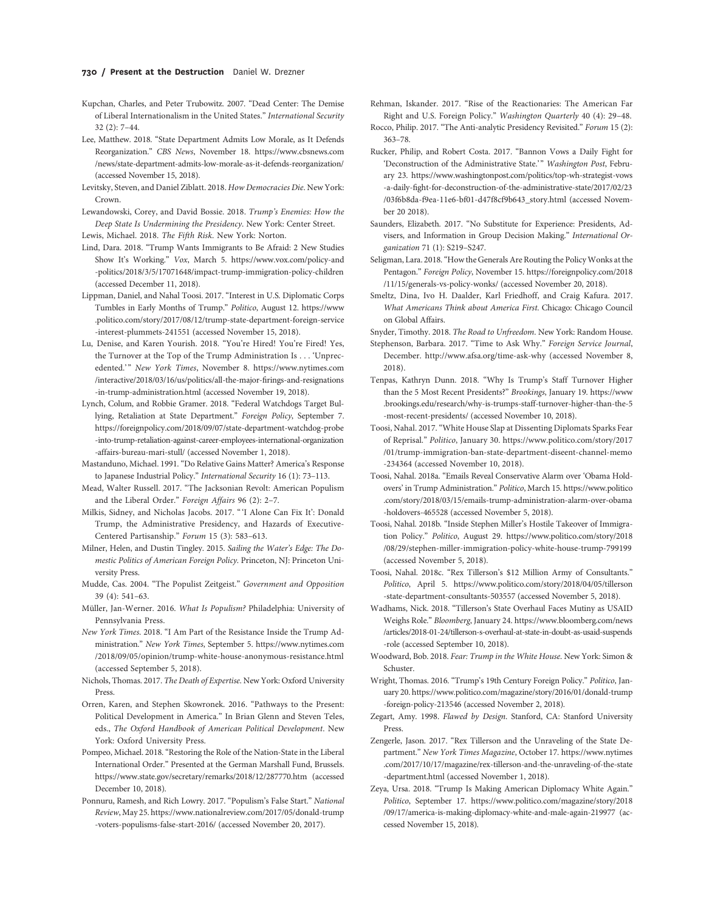Kupchan, Charles, and Peter Trubowitz. 2007. "Dead Center: The Demise of Liberal Internationalism in the United States." *International Security* 32 (2): 7–44.

Lee, Matthew. 2018. "State Department Admits Low Morale, as It Defends Reorganization." *CBS News*, November 18. https://www.cbsnews.com/news/state-department-admits-low-morale-as-it-defends-reorganization/ (accessed November 15, 2018).

Levitsky, Steven, and Daniel Ziblatt. 2018. *How Democracies Die*. New York: Crown.

Lewandowski, Corey, and David Bossie. 2018. *Trump's Enemies: How the Deep State Is Undermining the Presidency*. New York: Center Street.

Lewis, Michael. 2018. *The Fifth Risk*. New York: Norton.

Lind, Dara. 2018. "Trump Wants Immigrants to Be Afraid: 2 New Studies Show It's Working." *Vox*, March 5. https://www.vox.com/policy-and-politics/2018/3/5/17071648/impact-trump-immigration-policy-children (accessed December 11, 2018).

Lippman, Daniel, and Nahal Toosi. 2017. "Interest in U.S. Diplomatic Corps Tumbles in Early Months of Trump." *Politico*, August 12. https://www.politico.com/story/2017/08/12/trump-state-department-foreign-service-interest-plummets-241551 (accessed November 15, 2018).

Lu, Denise, and Karen Yourish. 2018. "You're Hired! You're Fired! Yes, the Turnover at the Top of the Trump Administration Is . . . 'Unprecedented.'" *New York Times*, November 8. https://www.nytimes.com/interactive/2018/03/16/us/politics/all-the-major-firings-and-resignations-in-trump-administration.html (accessed November 19, 2018).

Lynch, Colum, and Robbie Gramer. 2018. "Federal Watchdogs Target Bullying, Retaliation at State Department." *Foreign Policy*, September 7. https://foreignpolicy.com/2018/09/07/state-department-watchdog-probe-into-trump-retaliation-against-career-employees-international-organization-affairs-bureau-mari-stull/ (accessed November 1, 2018).

Mastanduno, Michael. 1991. "Do Relative Gains Matter? America's Response to Japanese Industrial Policy." *International Security* 16 (1): 73–113.

Mead, Walter Russell. 2017. "The Jacksonian Revolt: American Populism and the Liberal Order." *Foreign Affairs* 96 (2): 2–7.

Milkis, Sidney, and Nicholas Jacobs. 2017. "'I Alone Can Fix It': Donald Trump, the Administrative Presidency, and Hazards of Executive-Centered Partisanship." *Forum* 15 (3): 583–613.

Milner, Helen, and Dustin Tingley. 2015. *Sailing the Water's Edge: The Domestic Politics of American Foreign Policy*. Princeton, NJ: Princeton University Press.

Mudde, Cas. 2004. "The Populist Zeitgeist." *Government and Opposition* 39 (4): 541–63.

Müller, Jan-Werner. 2016. *What Is Populism?* Philadelphia: University of Pennsylvania Press.

*New York Times*. 2018. "I Am Part of the Resistance Inside the Trump Administration." *New York Times*, September 5. https://www.nytimes.com/2018/09/05/opinion/trump-white-house-anonymous-resistance.html (accessed September 5, 2018).

Nichols, Thomas. 2017. *The Death of Expertise*. New York: Oxford University Press.

Orren, Karen, and Stephen Skowronek. 2016. "Pathways to the Present: Political Development in America." In Brian Glenn and Steven Teles, eds., *The Oxford Handbook of American Political Development*. New York: Oxford University Press.

Pompeo, Michael. 2018. "Restoring the Role of the Nation-State in the Liberal International Order." Presented at the German Marshall Fund, Brussels. https://www.state.gov/secretary/remarks/2018/12/287770.htm (accessed December 10, 2018).

Ponnuru, Ramesh, and Rich Lowry. 2017. "Populism's False Start." *National Review*, May 25. https://www.nationalreview.com/2017/05/donald-trump-voters-populisms-false-start-2016/ (accessed November 20, 2017).

Rehman, Iskander. 2017. "Rise of the Reactionaries: The American Far Right and U.S. Foreign Policy." *Washington Quarterly* 40 (4): 29–48.

Rocco, Philip. 2017. "The Anti-analytic Presidency Revisited." *Forum* 15 (2): 363–78.

Rucker, Philip, and Robert Costa. 2017. "Bannon Vows a Daily Fight for 'Deconstruction of the Administrative State.'" *Washington Post*, February 23. https://www.washingtonpost.com/politics/top-wh-strategist-vows-a-daily-fight-for-deconstruction-of-the-administrative-state/2017/02/23/03f6b8da-f9ea-11e6-bf01-d47f8cf9b643_story.html (accessed November 20 2018).

Saunders, Elizabeth. 2017. "No Substitute for Experience: Presidents, Advisers, and Information in Group Decision Making." *International Organization* 71 (1): S219–S247.

Seligman, Lara. 2018. "How the Generals Are Routing the Policy Wonks at the Pentagon." *Foreign Policy*, November 15. https://foreignpolicy.com/2018/11/15/generals-vs-policy-wonks/ (accessed November 20, 2018).

Smeltz, Dina, Ivo H. Daalder, Karl Friedhoff, and Craig Kafura. 2017. *What Americans Think about America First*. Chicago: Chicago Council on Global Affairs.

Snyder, Timothy. 2018. *The Road to Unfreedom*. New York: Random House.

Stephenson, Barbara. 2017. "Time to Ask Why." *Foreign Service Journal*, December. http://www.afsa.org/time-ask-why (accessed November 8, 2018).

Tenpas, Kathryn Dunn. 2018. "Why Is Trump's Staff Turnover Higher than the 5 Most Recent Presidents?" *Brookings*, January 19. https://www.brookings.edu/research/why-is-trumps-staff-turnover-higher-than-the-5-most-recent-presidents/ (accessed November 10, 2018).

Toosi, Nahal. 2017. "White House Slap at Dissenting Diplomats Sparks Fear of Reprisal." *Politico*, January 30. https://www.politico.com/story/2017/01/trump-immigration-ban-state-department-diseent-channel-memo-234364 (accessed November 10, 2018).

Toosi, Nahal. 2018a. "Emails Reveal Conservative Alarm over 'Obama Holdovers' in Trump Administration." *Politico*, March 15. https://www.politico.com/story/2018/03/15/emails-trump-administration-alarm-over-obama-holdovers-465528 (accessed November 5, 2018).

Toosi, Nahal. 2018b. "Inside Stephen Miller's Hostile Takeover of Immigration Policy." *Politico*, August 29. https://www.politico.com/story/2018/08/29/stephen-miller-immigration-policy-white-house-trump-799199 (accessed November 5, 2018).

Toosi, Nahal. 2018c. "Rex Tillerson's $12 Million Army of Consultants." *Politico*, April 5. https://www.politico.com/story/2018/04/05/tillerson-state-department-consultants-503557 (accessed November 5, 2018).

Wadhams, Nick. 2018. "Tillerson's State Overhaul Faces Mutiny as USAID Weighs Role." *Bloomberg*, January 24. https://www.bloomberg.com/news/articles/2018-01-24/tillerson-s-overhaul-at-state-in-doubt-as-usaid-suspends-role (accessed September 10, 2018).

Woodward, Bob. 2018. *Fear: Trump in the White House*. New York: Simon & Schuster.

Wright, Thomas. 2016. "Trump's 19th Century Foreign Policy." *Politico*, January 20. https://www.politico.com/magazine/story/2016/01/donald-trump-foreign-policy-213546 (accessed November 2, 2018).

Zegart, Amy. 1998. *Flawed by Design*. Stanford, CA: Stanford University Press.

Zengerle, Jason. 2017. "Rex Tillerson and the Unraveling of the State Department." *New York Times Magazine*, October 17. https://www.nytimes.com/2017/10/17/magazine/rex-tillerson-and-the-unraveling-of-the-state-department.html (accessed November 1, 2018).

Zeya, Ursa. 2018. "Trump Is Making American Diplomacy White Again." *Politico*, September 17. https://www.politico.com/magazine/story/2018/09/17/america-is-making-diplomacy-white-and-male-again-219977 (accessed November 15, 2018).